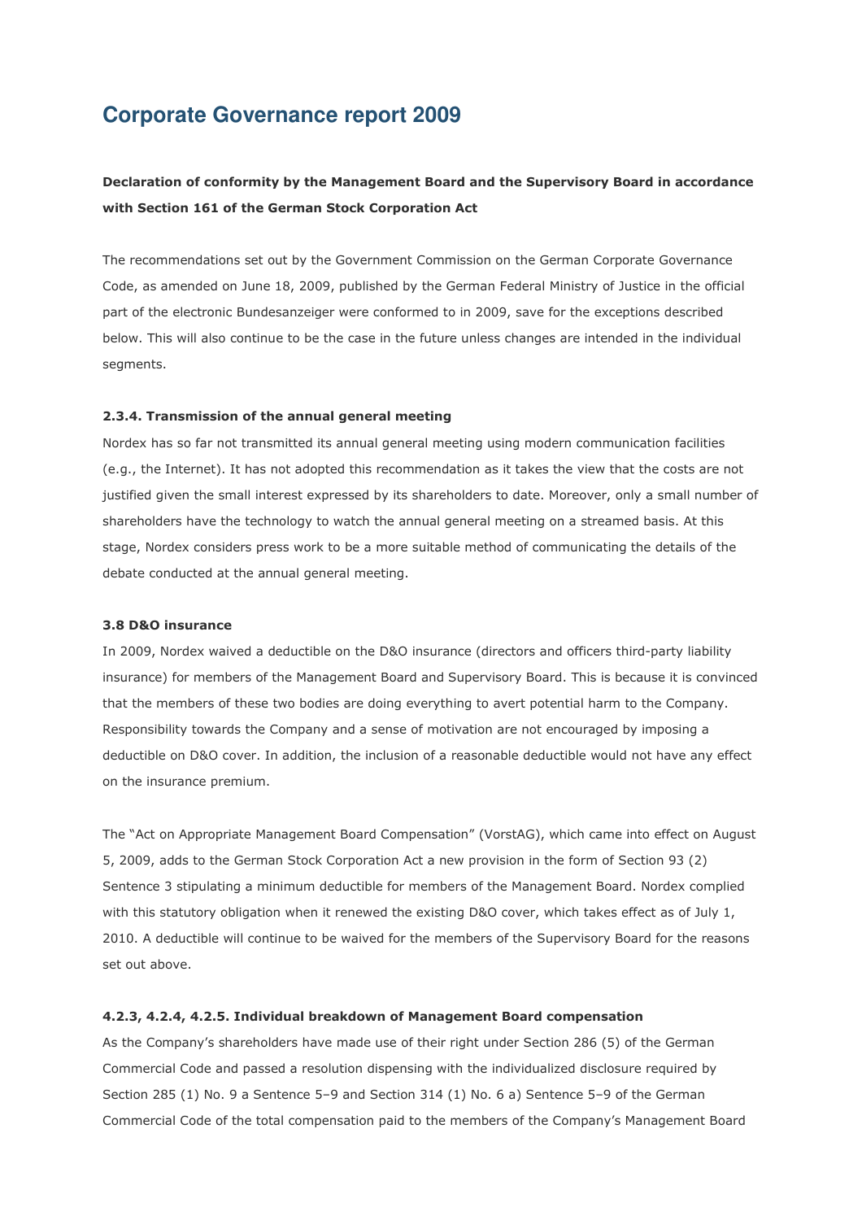# Corporate Governance report 2009

**Declaration of conformity by the Management Board and the Supervisory Board in accordance with Section 161 of the German Stock Corporation Act**

The recommendations set out by the Government Commission on the German Corporate Governance Code, as amended on June 18, 2009, published by the German Federal Ministry of Justice in the official part of the electronic Bundesanzeiger were conformed to in 2009, save for the exceptions described below. This will also continue to be the case in the future unless changes are intended in the individual segments.

**2.3.4. Transmission of the annual general meeting**

Nordex has so far not transmitted its annual general meeting using modern communication facilities (e.g., the Internet). It has not adopted this recommendation as it takes the view that the costs are not justified given the small interest expressed by its shareholders to date. Moreover, only a small number of shareholders have the technology to watch the annual general meeting on a streamed basis. At this stage, Nordex considers press work to be a more suitable method of communicating the details of the debate conducted at the annual general meeting.

**3.8 D&O insurance**

In 2009, Nordex waived a deductible on the D&O insurance (directors and officers third-party liability insurance) for members of the Management Board and Supervisory Board. This is because it is convinced that the members of these two bodies are doing everything to avert potential harm to the Company. Responsibility towards the Company and a sense of motivation are not encouraged by imposing a deductible on D&O cover. In addition, the inclusion of a reasonable deductible would not have any effect on the insurance premium.

The "Act on Appropriate Management Board Compensation" (VorstAG), which came into effect on August 5, 2009, adds to the German Stock Corporation Act a new provision in the form of Section 93 (2) Sentence 3 stipulating a minimum deductible for members of the Management Board. Nordex complied with this statutory obligation when it renewed the existing D&O cover, which takes effect as of July 1, 2010. A deductible will continue to be waived for the members of the Supervisory Board for the reasons set out above.

**4.2.3, 4.2.4, 4.2.5. Individual breakdown of Management Board compensation**

As the Company's shareholders have made use of their right under Section 286 (5) of the German Commercial Code and passed a resolution dispensing with the individualized disclosure required by Section 285 (1) No. 9 a Sentence 5–9 and Section 314 (1) No. 6 a) Sentence 5–9 of the German Commercial Code of the total compensation paid to the members of the Company's Management Board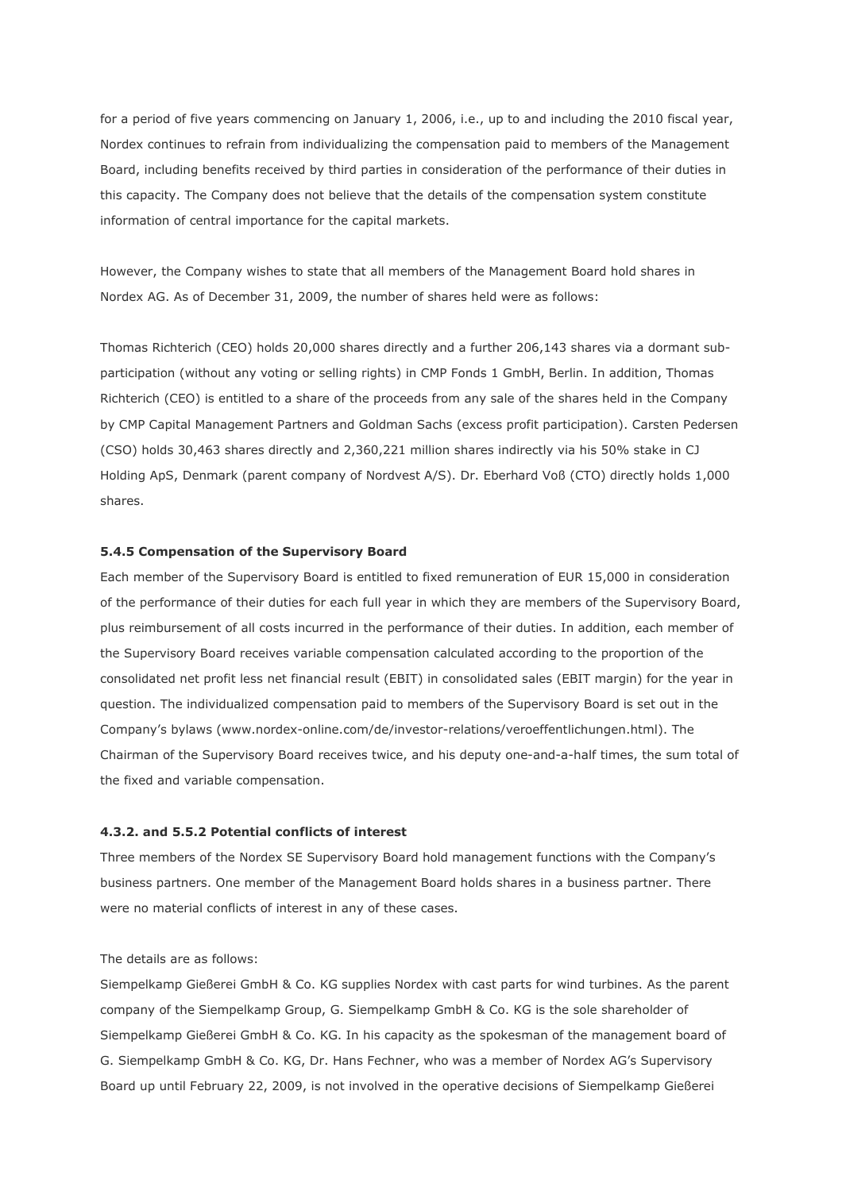for a period of five years commencing on January 1, 2006, i.e., up to and including the 2010 fiscal year, Nordex continues to refrain from individualizing the compensation paid to members of the Management Board, including benefits received by third parties in consideration of the performance of their duties in this capacity. The Company does not believe that the details of the compensation system constitute information of central importance for the capital markets.

However, the Company wishes to state that all members of the Management Board hold shares in Nordex AG. As of December 31, 2009, the number of shares held were as follows:

Thomas Richterich (CEO) holds 20,000 shares directly and a further 206,143 shares via a dormant sub-participation (without any voting or selling rights) in CMP Fonds 1 GmbH, Berlin. In addition, Thomas Richterich (CEO) is entitled to a share of the proceeds from any sale of the shares held in the Company by CMP Capital Management Partners and Goldman Sachs (excess profit participation). Carsten Pedersen (CSO) holds 30,463 shares directly and 2,360,221 million shares indirectly via his 50% stake in CJ Holding ApS, Denmark (parent company of Nordvest A/S). Dr. Eberhard Voß (CTO) directly holds 1,000 shares.

#### 5.4.5 Compensation of the Supervisory Board

Each member of the Supervisory Board is entitled to fixed remuneration of EUR 15,000 in consideration of the performance of their duties for each full year in which they are members of the Supervisory Board, plus reimbursement of all costs incurred in the performance of their duties. In addition, each member of the Supervisory Board receives variable compensation calculated according to the proportion of the consolidated net profit less net financial result (EBIT) in consolidated sales (EBIT margin) for the year in question. The individualized compensation paid to members of the Supervisory Board is set out in the Company's bylaws (www.nordex-online.com/de/investor-relations/veroeffentlichungen.html). The Chairman of the Supervisory Board receives twice, and his deputy one-and-a-half times, the sum total of the fixed and variable compensation.

#### 4.3.2. and 5.5.2 Potential conflicts of interest

Three members of the Nordex SE Supervisory Board hold management functions with the Company's business partners. One member of the Management Board holds shares in a business partner. There were no material conflicts of interest in any of these cases.

The details are as follows:

Siempelkamp Gießerei GmbH & Co. KG supplies Nordex with cast parts for wind turbines. As the parent company of the Siempelkamp Group, G. Siempelkamp GmbH & Co. KG is the sole shareholder of Siempelkamp Gießerei GmbH & Co. KG. In his capacity as the spokesman of the management board of G. Siempelkamp GmbH & Co. KG, Dr. Hans Fechner, who was a member of Nordex AG's Supervisory Board up until February 22, 2009, is not involved in the operative decisions of Siempelkamp Gießerei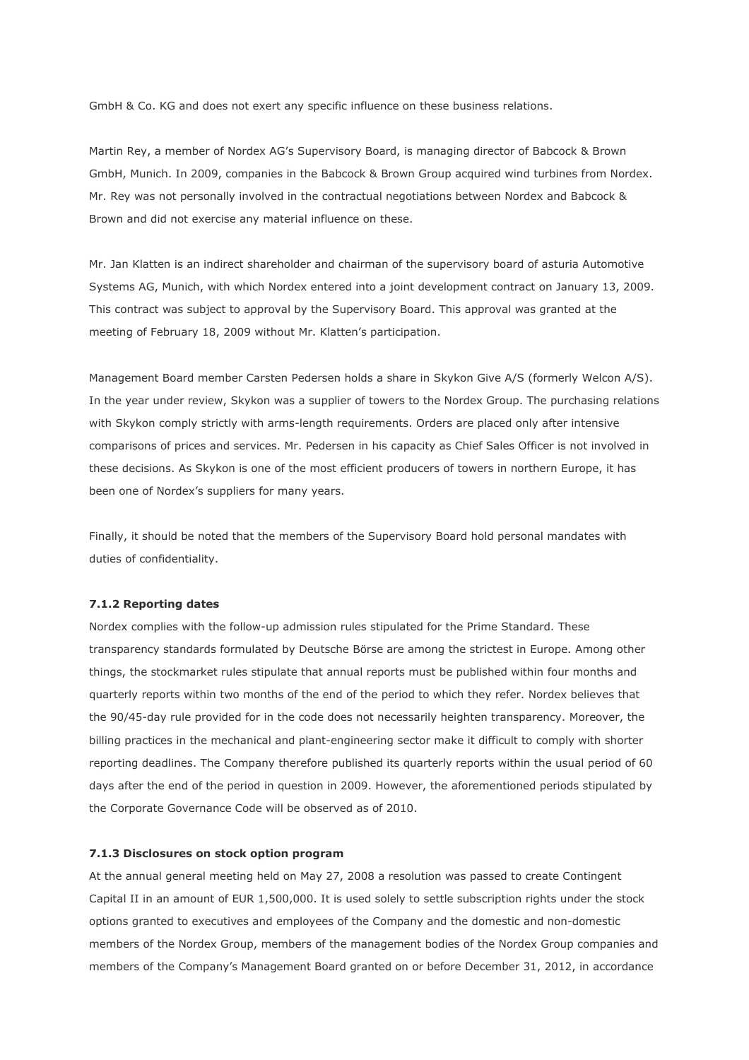GmbH & Co. KG and does not exert any specific influence on these business relations.

Martin Rey, a member of Nordex AG's Supervisory Board, is managing director of Babcock & Brown GmbH, Munich. In 2009, companies in the Babcock & Brown Group acquired wind turbines from Nordex. Mr. Rey was not personally involved in the contractual negotiations between Nordex and Babcock & Brown and did not exercise any material influence on these.

Mr. Jan Klatten is an indirect shareholder and chairman of the supervisory board of asturia Automotive Systems AG, Munich, with which Nordex entered into a joint development contract on January 13, 2009. This contract was subject to approval by the Supervisory Board. This approval was granted at the meeting of February 18, 2009 without Mr. Klatten's participation.

Management Board member Carsten Pedersen holds a share in Skykon Give A/S (formerly Welcon A/S). In the year under review, Skykon was a supplier of towers to the Nordex Group. The purchasing relations with Skykon comply strictly with arms-length requirements. Orders are placed only after intensive comparisons of prices and services. Mr. Pedersen in his capacity as Chief Sales Officer is not involved in these decisions. As Skykon is one of the most efficient producers of towers in northern Europe, it has been one of Nordex's suppliers for many years.

Finally, it should be noted that the members of the Supervisory Board hold personal mandates with duties of confidentiality.

**7.1.2 Reporting dates**

Nordex complies with the follow-up admission rules stipulated for the Prime Standard. These transparency standards formulated by Deutsche Börse are among the strictest in Europe. Among other things, the stockmarket rules stipulate that annual reports must be published within four months and quarterly reports within two months of the end of the period to which they refer. Nordex believes that the 90/45-day rule provided for in the code does not necessarily heighten transparency. Moreover, the billing practices in the mechanical and plant-engineering sector make it difficult to comply with shorter reporting deadlines. The Company therefore published its quarterly reports within the usual period of 60 days after the end of the period in question in 2009. However, the aforementioned periods stipulated by the Corporate Governance Code will be observed as of 2010.

**7.1.3 Disclosures on stock option program**

At the annual general meeting held on May 27, 2008 a resolution was passed to create Contingent Capital II in an amount of EUR 1,500,000. It is used solely to settle subscription rights under the stock options granted to executives and employees of the Company and the domestic and non-domestic members of the Nordex Group, members of the management bodies of the Nordex Group companies and members of the Company's Management Board granted on or before December 31, 2012, in accordance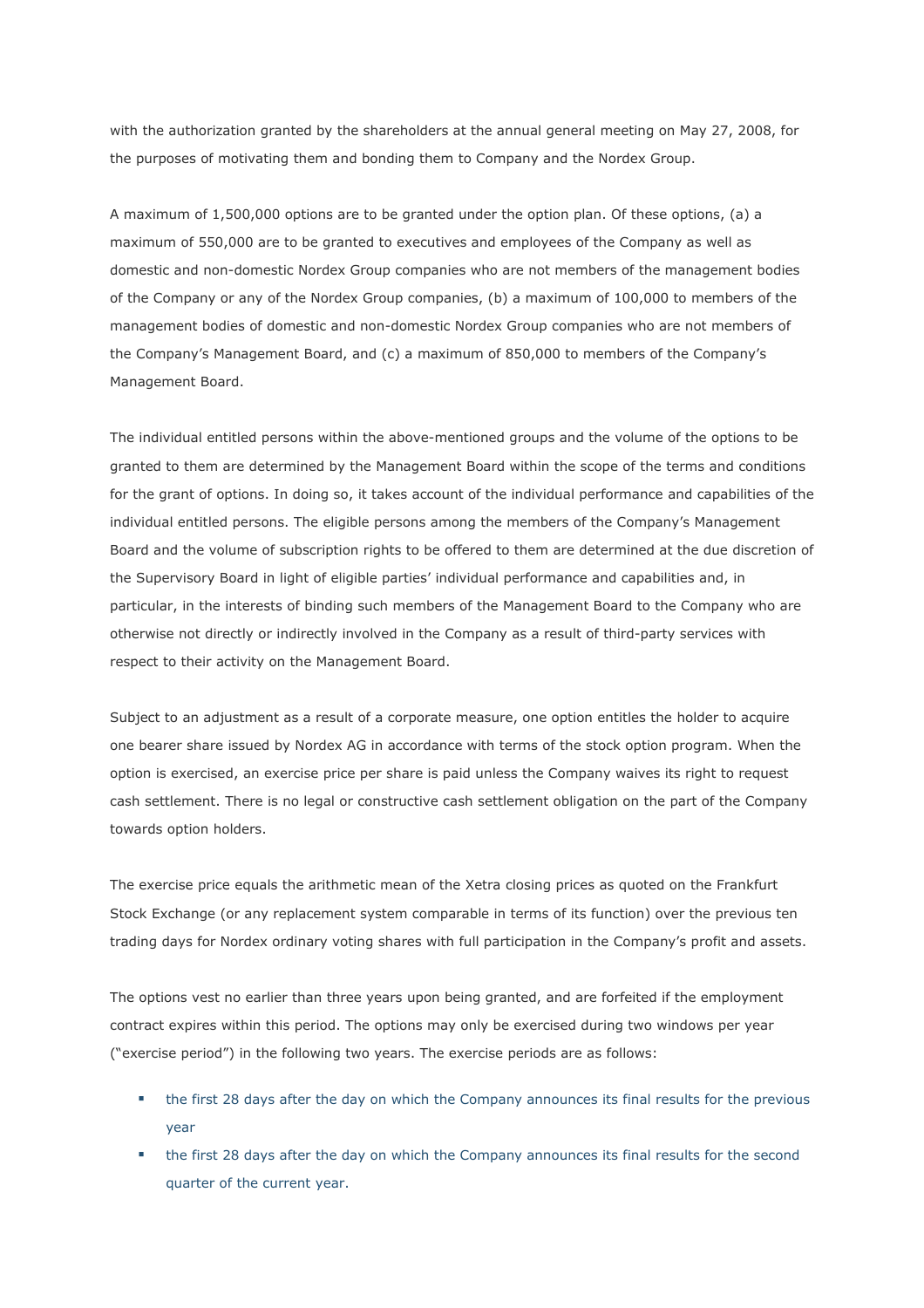with the authorization granted by the shareholders at the annual general meeting on May 27, 2008, for the purposes of motivating them and bonding them to Company and the Nordex Group.

A maximum of 1,500,000 options are to be granted under the option plan. Of these options, (a) a maximum of 550,000 are to be granted to executives and employees of the Company as well as domestic and non-domestic Nordex Group companies who are not members of the management bodies of the Company or any of the Nordex Group companies, (b) a maximum of 100,000 to members of the management bodies of domestic and non-domestic Nordex Group companies who are not members of the Company's Management Board, and (c) a maximum of 850,000 to members of the Company's Management Board.

The individual entitled persons within the above-mentioned groups and the volume of the options to be granted to them are determined by the Management Board within the scope of the terms and conditions for the grant of options. In doing so, it takes account of the individual performance and capabilities of the individual entitled persons. The eligible persons among the members of the Company's Management Board and the volume of subscription rights to be offered to them are determined at the due discretion of the Supervisory Board in light of eligible parties' individual performance and capabilities and, in particular, in the interests of binding such members of the Management Board to the Company who are otherwise not directly or indirectly involved in the Company as a result of third-party services with respect to their activity on the Management Board.

Subject to an adjustment as a result of a corporate measure, one option entitles the holder to acquire one bearer share issued by Nordex AG in accordance with terms of the stock option program. When the option is exercised, an exercise price per share is paid unless the Company waives its right to request cash settlement. There is no legal or constructive cash settlement obligation on the part of the Company towards option holders.

The exercise price equals the arithmetic mean of the Xetra closing prices as quoted on the Frankfurt Stock Exchange (or any replacement system comparable in terms of its function) over the previous ten trading days for Nordex ordinary voting shares with full participation in the Company's profit and assets.

The options vest no earlier than three years upon being granted, and are forfeited if the employment contract expires within this period. The options may only be exercised during two windows per year ("exercise period") in the following two years. The exercise periods are as follows:

- the first 28 days after the day on which the Company announces its final results for the previous year
- the first 28 days after the day on which the Company announces its final results for the second quarter of the current year.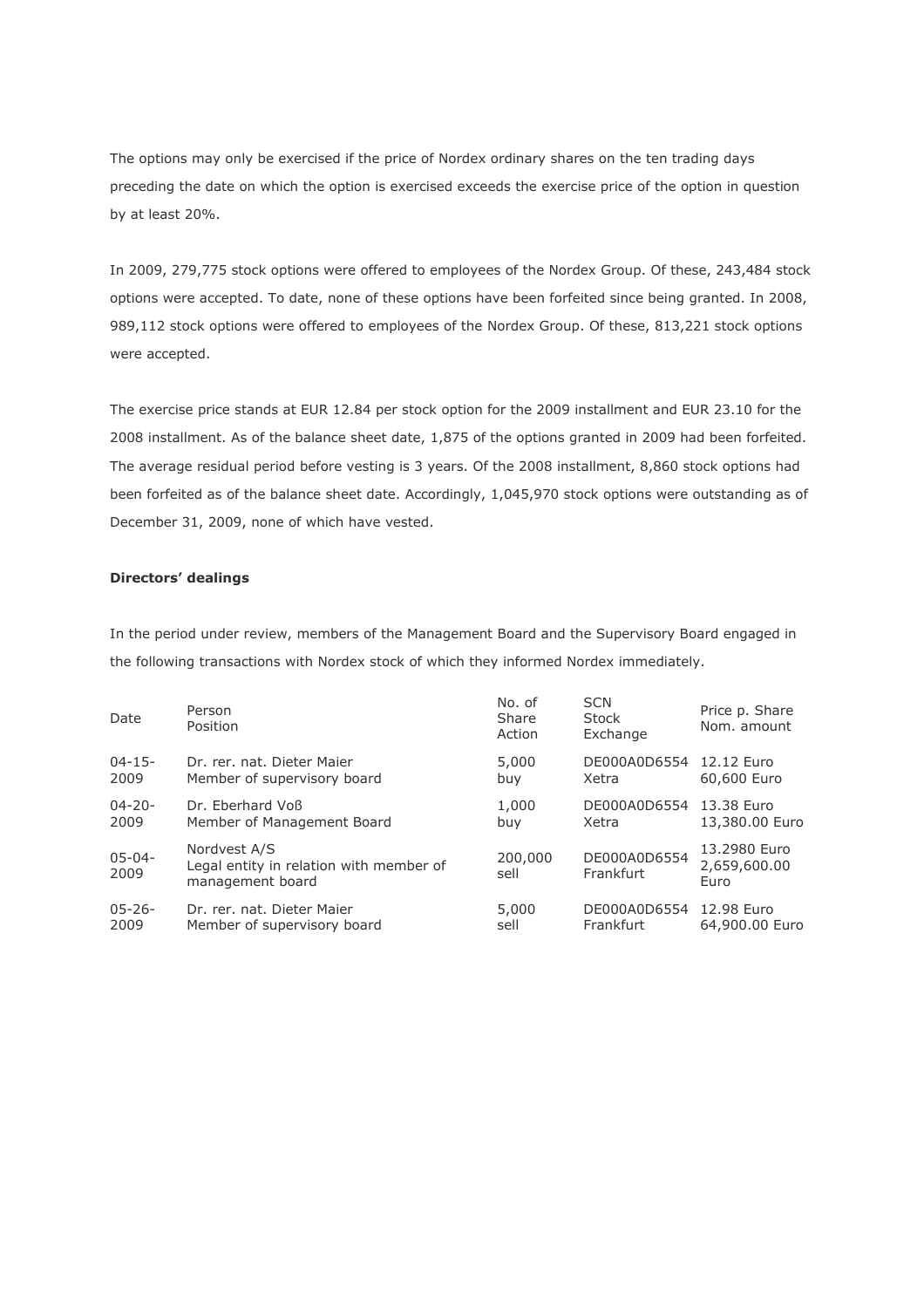The options may only be exercised if the price of Nordex ordinary shares on the ten trading days preceding the date on which the option is exercised exceeds the exercise price of the option in question by at least 20%.

In 2009, 279,775 stock options were offered to employees of the Nordex Group. Of these, 243,484 stock options were accepted. To date, none of these options have been forfeited since being granted. In 2008, 989,112 stock options were offered to employees of the Nordex Group. Of these, 813,221 stock options were accepted.

The exercise price stands at EUR 12.84 per stock option for the 2009 installment and EUR 23.10 for the 2008 installment. As of the balance sheet date, 1,875 of the options granted in 2009 had been forfeited. The average residual period before vesting is 3 years. Of the 2008 installment, 8,860 stock options had been forfeited as of the balance sheet date. Accordingly, 1,045,970 stock options were outstanding as of December 31, 2009, none of which have vested.

**Directors' dealings**

In the period under review, members of the Management Board and the Supervisory Board engaged in the following transactions with Nordex stock of which they informed Nordex immediately.

| Date | Person<br>Position | No. of Share<br>Action | SCN<br>Stock Exchange | Price p. Share<br>Nom. amount |
|---|---|---|---|---|
| 04-15-2009 | Dr. rer. nat. Dieter Maier<br>Member of supervisory board | 5,000<br>buy | DE000A0D6554<br>Xetra | 12.12 Euro<br>60,600 Euro |
| 04-20-2009 | Dr. Eberhard Voß<br>Member of Management Board | 1,000<br>buy | DE000A0D6554<br>Xetra | 13.38 Euro<br>13,380.00 Euro |
| 05-04-2009 | Nordvest A/S<br>Legal entity in relation with member of management board | 200,000<br>sell | DE000A0D6554<br>Frankfurt | 13.2980 Euro<br>2,659,600.00 Euro |
| 05-26-2009 | Dr. rer. nat. Dieter Maier<br>Member of supervisory board | 5,000<br>sell | DE000A0D6554<br>Frankfurt | 12.98 Euro<br>64,900.00 Euro |